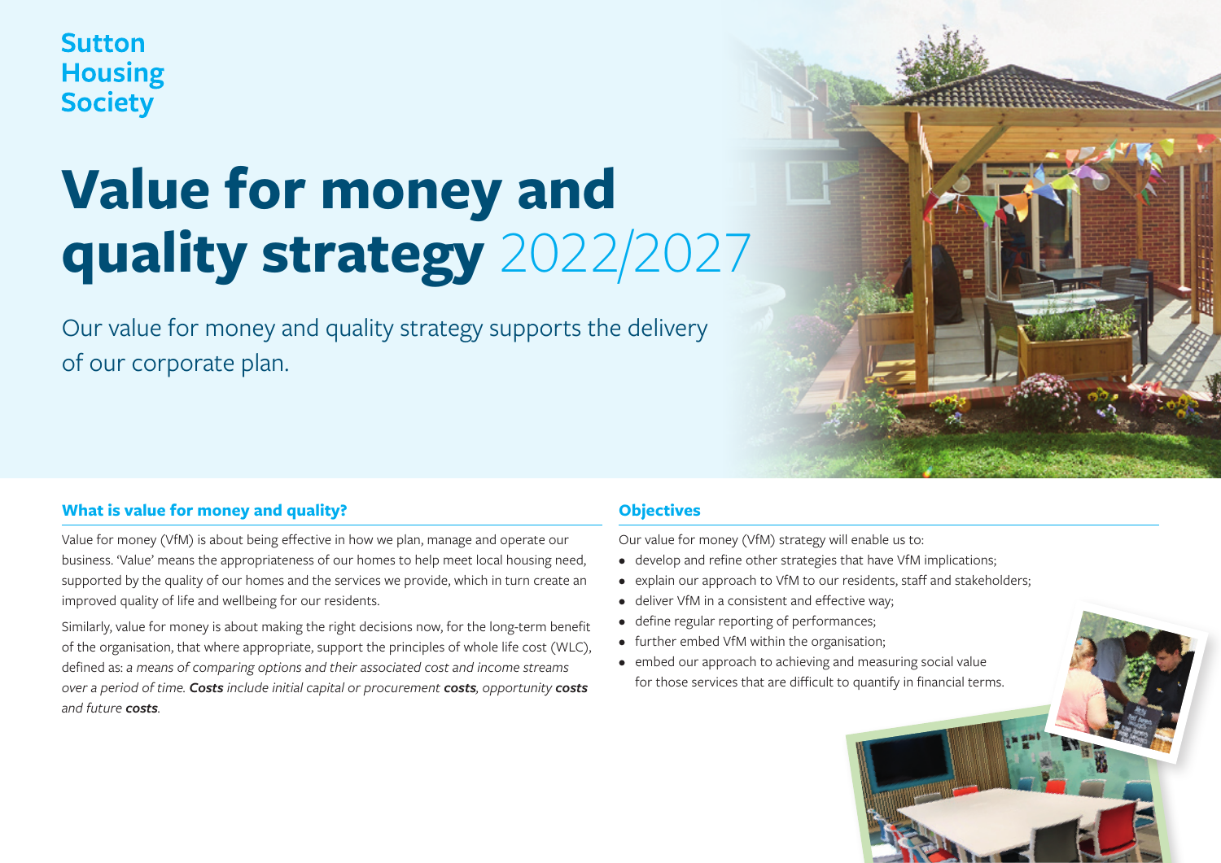Sutton Housing Society

# Value for money and quality strategy 2022/2027

Our value for money and quality strategy supports the delivery of our corporate plan.

## What is value for money and quality?

Value for money (VfM) is about being effective in how we plan, manage and operate our business. 'Value' means the appropriateness of our homes to help meet local housing need, supported by the quality of our homes and the services we provide, which in turn create an improved quality of life and wellbeing for our residents.

Similarly, value for money is about making the right decisions now, for the long-term benefit of the organisation, that where appropriate, support the principles of whole life cost (WLC), defined as: *a means of comparing options and their associated cost and income streams over a period of time.* ***Costs*** *include initial capital or procurement* ***costs****, opportunity* ***costs*** *and future* ***costs****.*

## Objectives

Our value for money (VfM) strategy will enable us to:

- develop and refine other strategies that have VfM implications;
- explain our approach to VfM to our residents, staff and stakeholders;
- deliver VfM in a consistent and effective way;
- define regular reporting of performances;
- further embed VfM within the organisation;
- embed our approach to achieving and measuring social value for those services that are difficult to quantify in financial terms.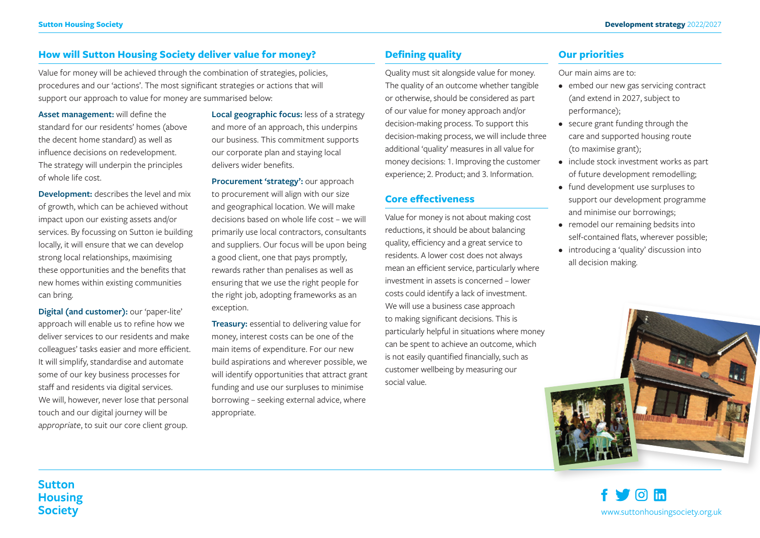## How will Sutton Housing Society deliver value for money?

Value for money will be achieved through the combination of strategies, policies, procedures and our 'actions'. The most significant strategies or actions that will support our approach to value for money are summarised below:

**Asset management:** will define the standard for our residents' homes (above the decent home standard) as well as influence decisions on redevelopment. The strategy will underpin the principles of whole life cost.

**Development:** describes the level and mix of growth, which can be achieved without impact upon our existing assets and/or services. By focussing on Sutton ie building locally, it will ensure that we can develop strong local relationships, maximising these opportunities and the benefits that new homes within existing communities can bring.

**Digital (and customer):** our 'paper-lite' approach will enable us to refine how we deliver services to our residents and make colleagues' tasks easier and more efficient. It will simplify, standardise and automate some of our key business processes for staff and residents via digital services. We will, however, never lose that personal touch and our digital journey will be *appropriate*, to suit our core client group.

**Local geographic focus:** less of a strategy and more of an approach, this underpins our business. This commitment supports our corporate plan and staying local delivers wider benefits.

**Procurement 'strategy':** our approach to procurement will align with our size and geographical location. We will make decisions based on whole life cost – we will primarily use local contractors, consultants and suppliers. Our focus will be upon being a good client, one that pays promptly, rewards rather than penalises as well as ensuring that we use the right people for the right job, adopting frameworks as an exception.

**Treasury:** essential to delivering value for money, interest costs can be one of the main items of expenditure. For our new build aspirations and wherever possible, we will identify opportunities that attract grant funding and use our surpluses to minimise borrowing – seeking external advice, where appropriate.

## Defining quality

Quality must sit alongside value for money. The quality of an outcome whether tangible or otherwise, should be considered as part of our value for money approach and/or decision-making process. To support this decision-making process, we will include three additional 'quality' measures in all value for money decisions: 1. Improving the customer experience; 2. Product; and 3. Information.

## Core effectiveness

Value for money is not about making cost reductions, it should be about balancing quality, efficiency and a great service to residents. A lower cost does not always mean an efficient service, particularly where investment in assets is concerned – lower costs could identify a lack of investment. We will use a business case approach to making significant decisions. This is particularly helpful in situations where money can be spent to achieve an outcome, which is not easily quantified financially, such as customer wellbeing by measuring our social value.

## Our priorities

Our main aims are to:

- embed our new gas servicing contract (and extend in 2027, subject to performance);
- secure grant funding through the care and supported housing route (to maximise grant);
- include stock investment works as part of future development remodelling;
- fund development use surpluses to support our development programme and minimise our borrowings;
- remodel our remaining bedsits into self-contained flats, wherever possible;
- introducing a 'quality' discussion into all decision making.

Sutton Housing Society

www.suttonhousingsociety.org.uk